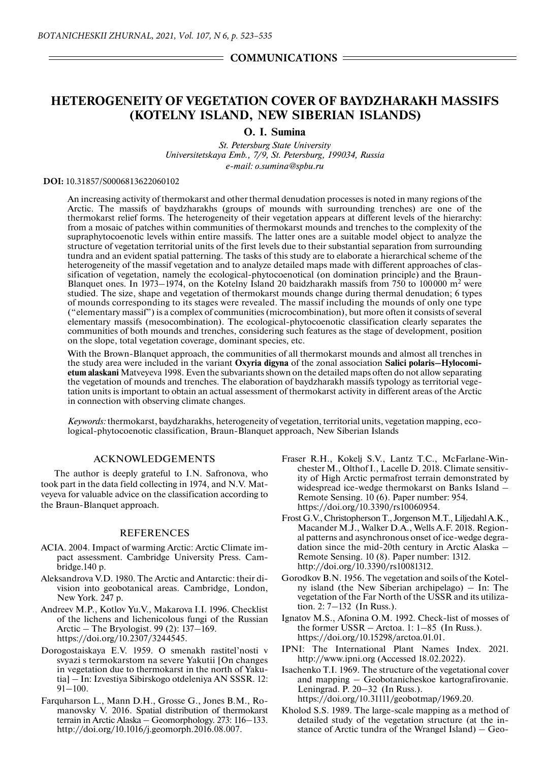## COMMUNICATIONS

# HETEROGENEITY OF VEGETATION COVER OF BAYDZHARAKH MASSIFS (KOTELNY ISLAND, NEW SIBERIAN ISLANDS)

**O. I. Sumina**

*St. Petersburg State University*
*Universitetskaya Emb., 7/9, St. Petersburg, 199034, Russia*
*e-mail: o.sumina@spbu.ru*

**DOI:** 10.31857/S0006813622060102

An increasing activity of thermokarst and other thermal denudation processes is noted in many regions of the Arctic. The massifs of baydzharakhs (groups of mounds with surrounding trenches) are one of the thermokarst relief forms. The heterogeneity of their vegetation appears at different levels of the hierarchy: from a mosaic of patches within communities of thermokarst mounds and trenches to the complexity of the supraphytocoenotic levels within entire massifs. The latter ones are a suitable model object to analyze the structure of vegetation territorial units of the first levels due to their substantial separation from surrounding tundra and an evident spatial patterning. The tasks of this study are to elaborate a hierarchical scheme of the heterogeneity of the massif vegetation and to analyze detailed maps made with different approaches of classification of vegetation, namely the ecological-phytocoenotical (on domination principle) and the Braun-Blanquet ones. In 1973–1974, on the Kotelny Island 20 baidzharakh massifs from 750 to 100000 m$^2$ were studied. The size, shape and vegetation of thermokarst mounds change during thermal denudation; 6 types of mounds corresponding to its stages were revealed. The massif including the mounds of only one type ("elementary massif") is a complex of communities (microcombination), but more often it consists of several elementary massifs (mesocombination). The ecological-phytocoenotic classification clearly separates the communities of both mounds and trenches, considering such features as the stage of development, position on the slope, total vegetation coverage, dominant species, etc.

With the Brown-Blanquet approach, the communities of all thermokarst mounds and almost all trenches in the study area were included in the variant **Oxyria digyna** of the zonal association **Salici polaris–Hylocomietum alaskani** Matveyeva 1998. Even the subvariants shown on the detailed maps often do not allow separating the vegetation of mounds and trenches. The elaboration of baydzharakh massifs typology as territorial vegetation units is important to obtain an actual assessment of thermokarst activity in different areas of the Arctic in connection with observing climate changes.

*Keywords:* thermokarst, baydzharakhs, heterogeneity of vegetation, territorial units, vegetation mapping, ecological-phytocoenotic classification, Braun-Blanquet approach, New Siberian Islands

## ACKNOWLEDGEMENTS

The author is deeply grateful to I.N. Safronova, who took part in the data field collecting in 1974, and N.V. Matveyeva for valuable advice on the classification according to the Braun-Blanquet approach.

## REFERENCES

ACIA. 2004. Impact of warming Arctic: Arctic Climate impact assessment. Cambridge University Press. Cambridge.140 p.

Aleksandrova V.D. 1980. The Arctic and Antarctic: their division into geobotanical areas. Cambridge, London, New York. 247 p.

Andreev M.P., Kotlov Yu.V., Makarova I.I. 1996. Checklist of the lichens and lichenicolous fungi of the Russian Arctic – The Bryologist. 99 (2): 137–169. https://doi.org/10.2307/3244545.

Dorogostaiskaya E.V. 1959. O smenakh rastitel'nosti v svyazi s termokarstom na severe Yakutii [On changes in vegetation due to thermokarst in the north of Yakutia] – In: Izvestiya Sibirskogo otdeleniya AN SSSR. 12: 91–100.

Farquharson L., Mann D.H., Grosse G., Jones B.M., Romanovsky V. 2016. Spatial distribution of thermokarst terrain in Arctic Alaska – Geomorphology. 273: 116–133. http://doi.org/10.1016/j.geomorph.2016.08.007.

Fraser R.H., Kokelj S.V., Lantz T.C., McFarlane-Winchester M., Olthof I., Lacelle D. 2018. Climate sensitivity of High Arctic permafrost terrain demonstrated by widespread ice-wedge thermokarst on Banks Island – Remote Sensing. 10 (6). Paper number: 954. https://doi.org/10.3390/rs10060954.

Frost G.V., Christopherson T., Jorgenson M.T., Liljedahl A.K., Macander M.J., Walker D.A., Wells A.F. 2018. Regional patterns and asynchronous onset of ice-wedge degradation since the mid-20th century in Arctic Alaska – Remote Sensing. 10 (8). Paper number: 1312. http://doi.org/10.3390/rs10081312.

Gorodkov B.N. 1956. The vegetation and soils of the Kotelny island (the New Siberian archipelago) – In: The vegetation of the Far North of the USSR and its utilization. 2: 7–132 (In Russ.).

Ignatov M.S., Afonina O.M. 1992. Check-list of mosses of the former USSR – Arctoa. 1: 1–85 (In Russ.). https://doi.org/10.15298/arctoa.01.01.

IPNI: The International Plant Names Index. 2021. http://www.ipni.org (Accessed 18.02.2022).

Isachenko T.I. 1969. The structure of the vegetational cover and mapping – Geobotanicheskoe kartografirovanie. Leningrad. P. 20–32 (In Russ.). https://doi.org/10.31111/geobotmap/1969.20.

Kholod S.S. 1989. The large-scale mapping as a method of detailed study of the vegetation structure (at the instance of Arctic tundra of the Wrangel Island) – Geo-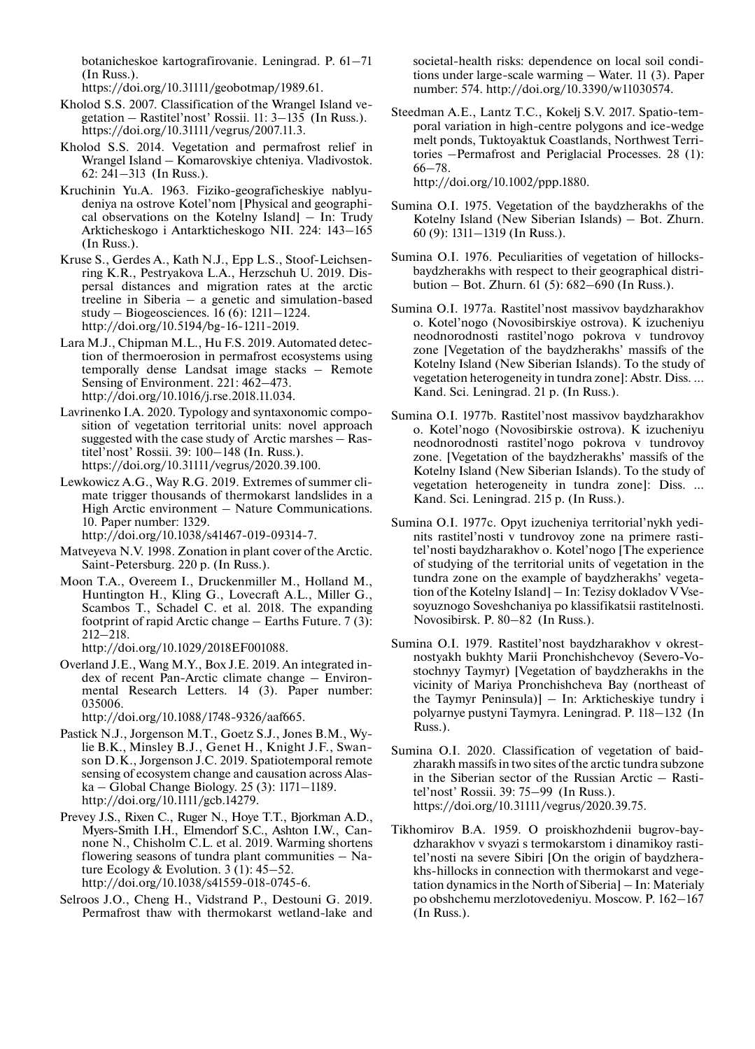botanicheskoe kartografirovanie. Leningrad. P. 61–71 (In Russ.).
https://doi.org/10.31111/geobotmap/1989.61.

Kholod S.S. 2007. Classification of the Wrangel Island vegetation – Rastitel'nost' Rossii. 11: 3–135 (In Russ.). https://doi.org/10.31111/vegrus/2007.11.3.

Kholod S.S. 2014. Vegetation and permafrost relief in Wrangel Island – Komarovskiye chteniya. Vladivostok. 62: 241–313 (In Russ.).

Kruchinin Yu.A. 1963. Fiziko-geograficheskiye nablyudeniya na ostrove Kotel'nom [Physical and geographical observations on the Kotelny Island] – In: Trudy Arkticheskogo i Antarkticheskogo NII. 224: 143–165 (In Russ.).

Kruse S., Gerdes A., Kath N.J., Epp L.S., Stoof-Leichsenring K.R., Pestryakova L.A., Herzschuh U. 2019. Dispersal distances and migration rates at the arctic treeline in Siberia – a genetic and simulation-based study – Biogeosciences. 16 (6): 1211–1224. http://doi.org/10.5194/bg-16-1211-2019.

Lara M.J., Chipman M.L., Hu F.S. 2019. Automated detection of thermoerosion in permafrost ecosystems using temporally dense Landsat image stacks – Remote Sensing of Environment. 221: 462–473. http://doi.org/10.1016/j.rse.2018.11.034.

Lavrinenko I.A. 2020. Typology and syntaxonomic composition of vegetation territorial units: novel approach suggested with the case study of Arctic marshes – Rastitel'nost' Rossii. 39: 100–148 (In Russ.). https://doi.org/10.31111/vegrus/2020.39.100.

Lewkowicz A.G., Way R.G. 2019. Extremes of summer climate trigger thousands of thermokarst landslides in a High Arctic environment – Nature Communications. 10. Paper number: 1329.
http://doi.org/10.1038/s41467-019-09314-7.

Matveyeva N.V. 1998. Zonation in plant cover of the Arctic. Saint-Petersburg. 220 p. (In Russ.).

Moon T.A., Overeem I., Druckenmiller M., Holland M., Huntington H., Kling G., Lovecraft A.L., Miller G., Scambos T., Schadel C. et al. 2018. The expanding footprint of rapid Arctic change – Earths Future. 7 (3): 212–218.
http://doi.org/10.1029/2018EF001088.

Overland J.E., Wang M.Y., Box J.E. 2019. An integrated index of recent Pan-Arctic climate change – Environmental Research Letters. 14 (3). Paper number: 035006.
http://doi.org/10.1088/1748-9326/aaf665.

Pastick N.J., Jorgenson M.T., Goetz S.J., Jones B.M., Wylie B.K., Minsley B.J., Genet H., Knight J.F., Swanson D.K., Jorgenson J.C. 2019. Spatiotemporal remote sensing of ecosystem change and causation across Alaska – Global Change Biology. 25 (3): 1171–1189. http://doi.org/10.1111/gcb.14279.

Prevey J.S., Rixen C., Ruger N., Hoye T.T., Bjorkman A.D., Myers-Smith I.H., Elmendorf S.C., Ashton I.W., Cannone N., Chisholm C.L. et al. 2019. Warming shortens flowering seasons of tundra plant communities – Nature Ecology & Evolution. 3 (1): 45–52. http://doi.org/10.1038/s41559-018-0745-6.

Selroos J.O., Cheng H., Vidstrand P., Destouni G. 2019. Permafrost thaw with thermokarst wetland-lake and societal-health risks: dependence on local soil conditions under large-scale warming – Water. 11 (3). Paper number: 574. http://doi.org/10.3390/w11030574.

Steedman A.E., Lantz T.C., Kokelj S.V. 2017. Spatio-temporal variation in high-centre polygons and ice-wedge melt ponds, Tuktoyaktuk Coastlands, Northwest Territories –Permafrost and Periglacial Processes. 28 (1): 66–78.
http://doi.org/10.1002/ppp.1880.

Sumina O.I. 1975. Vegetation of the baydzherakhs of the Kotelny Island (New Siberian Islands) – Bot. Zhurn. 60 (9): 1311–1319 (In Russ.).

Sumina O.I. 1976. Peculiarities of vegetation of hillocks-baydzherakhs with respect to their geographical distribution – Bot. Zhurn. 61 (5): 682–690 (In Russ.).

Sumina O.I. 1977a. Rastitel'nost massivov baydzharakhov o. Kotel'nogo (Novosibirskiye ostrova). K izucheniyu neodnorodnosti rastitel'nogo pokrova v tundrovoy zone [Vegetation of the baydzherakhs' massifs of the Kotelny Island (New Siberian Islands). To the study of vegetation heterogeneity in tundra zone]: Abstr. Diss. ... Kand. Sci. Leningrad. 21 p. (In Russ.).

Sumina O.I. 1977b. Rastitel'nost massivov baydzharakhov o. Kotel'nogo (Novosibirskie ostrova). K izucheniyu neodnorodnosti rastitel'nogo pokrova v tundrovoy zone. [Vegetation of the baydzherakhs' massifs of the Kotelny Island (New Siberian Islands). To the study of vegetation heterogeneity in tundra zone]: Diss. ... Kand. Sci. Leningrad. 215 p. (In Russ.).

Sumina O.I. 1977c. Opyt izucheniya territorial'nykh yedinits rastitel'nosti v tundrovoy zone na primere rastitel'nosti baydzharakhov o. Kotel'nogo [The experience of studying of the territorial units of vegetation in the tundra zone on the example of baydzherakhs' vegetation of the Kotelny Island] – In: Tezisy dokladov V Vsesoyuznogo Soveshchaniya po klassifikatsii rastitelnosti. Novosibirsk. P. 80–82 (In Russ.).

Sumina O.I. 1979. Rastitel'nost baydzharakhov v okrestnostyakh bukhty Marii Pronchishchevoy (Severo-Vostochnyy Taymyr) [Vegetation of baydzherakhs in the vicinity of Mariya Pronchishcheva Bay (northeast of the Taymyr Peninsula)] – In: Arkticheskiye tundry i polyarnye pustyni Taymyra. Leningrad. P. 118–132 (In Russ.).

Sumina O.I. 2020. Classification of vegetation of baidzharakh massifs in two sites of the arctic tundra subzone in the Siberian sector of the Russian Arctic – Rastitel'nost' Rossii. 39: 75–99 (In Russ.).
https://doi.org/10.31111/vegrus/2020.39.75.

Tikhomirov B.A. 1959. O proiskhozhdenii bugrov-baydzharakhov v svyazi s termokarstom i dinamikoy rastitel'nosti na severe Sibiri [On the origin of baydzherakhs-hillocks in connection with thermokarst and vegetation dynamics in the North of Siberia] – In: Materialy po obshchemu merzlotovedeniyu. Moscow. P. 162–167 (In Russ.).